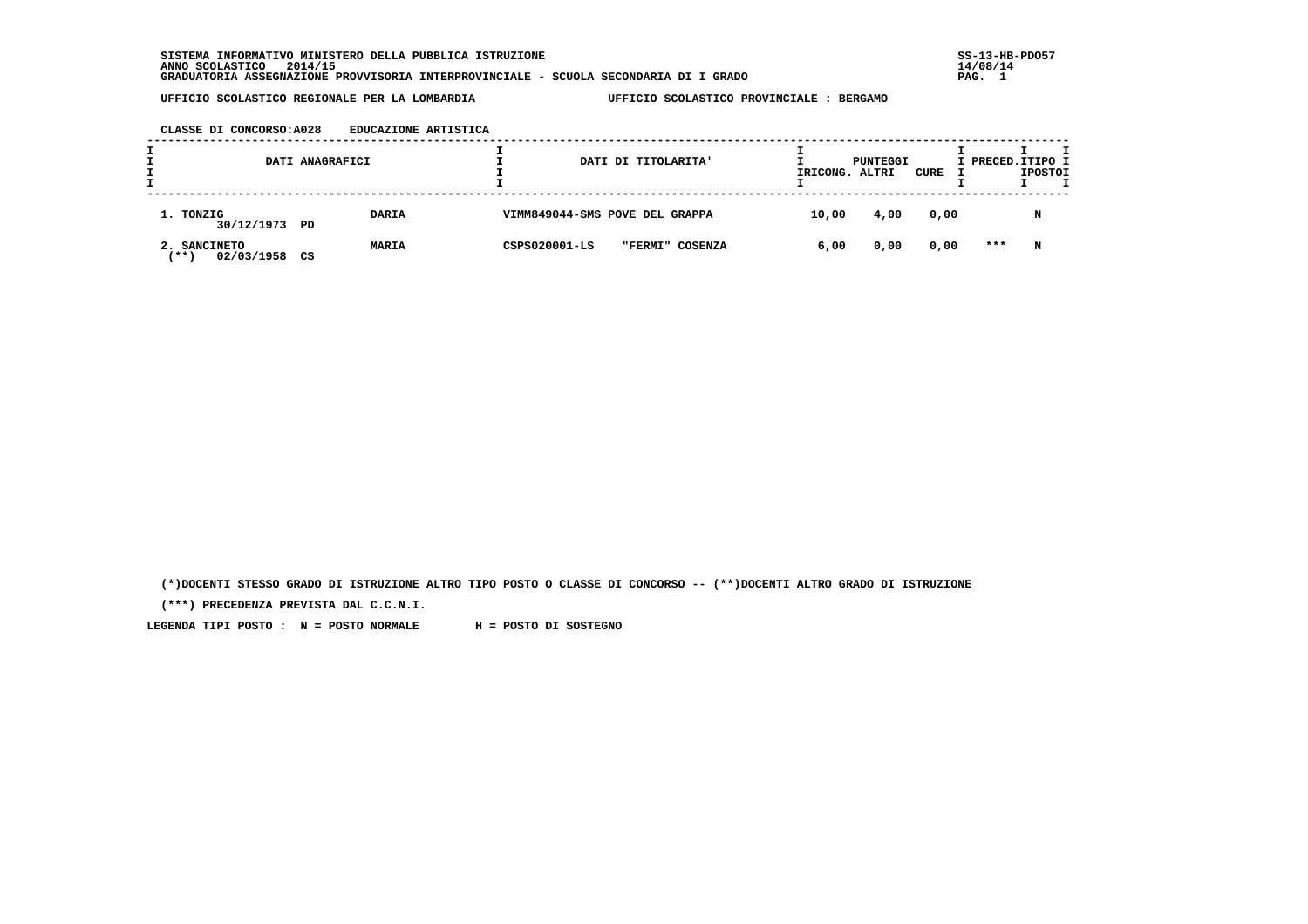SISTEMA INFORMATIVO MINISTERO DELLA PUBBLICA ISTRUZIONE
ANNO SCOLASTICO 2014/15
GRADUATORIA ASSEGNAZIONE PROVVISORIA INTERPROVINCIALE - SCUOLA SECONDARIA DI I GRADO

SS-13-HB-PDO57
14/08/14

UFFICIO SCOLASTICO REGIONALE PER LA LOMBARDIA UFFICIO SCOLASTICO PROVINCIALE : BERGAMO

CLASSE DI CONCORSO:A028 EDUCAZIONE ARTISTICA

| DATI ANAGRAFICI | | DATI DI TITOLARITA' | PUNTEGGI RICONG. | ALTRI | CURE | PRECED. | TIPO POSTO |
|---|---|---|---|---|---|---|---|
| 1. TONZIG 30/12/1973 PD | DARIA | VIMM849044-SMS POVE DEL GRAPPA | 10,00 | 4,00 | 0,00 | | N |
| 2. SANCINETO (**) 02/03/1958 CS | MARIA | CSPS020001-LS "FERMI" COSENZA | 6,00 | 0,00 | 0,00 | *** | N |

(*)DOCENTI STESSO GRADO DI ISTRUZIONE ALTRO TIPO POSTO O CLASSE DI CONCORSO -- (**)DOCENTI ALTRO GRADO DI ISTRUZIONE

(***) PRECEDENZA PREVISTA DAL C.C.N.I.

LEGENDA TIPI POSTO : N = POSTO NORMALE H = POSTO DI SOSTEGNO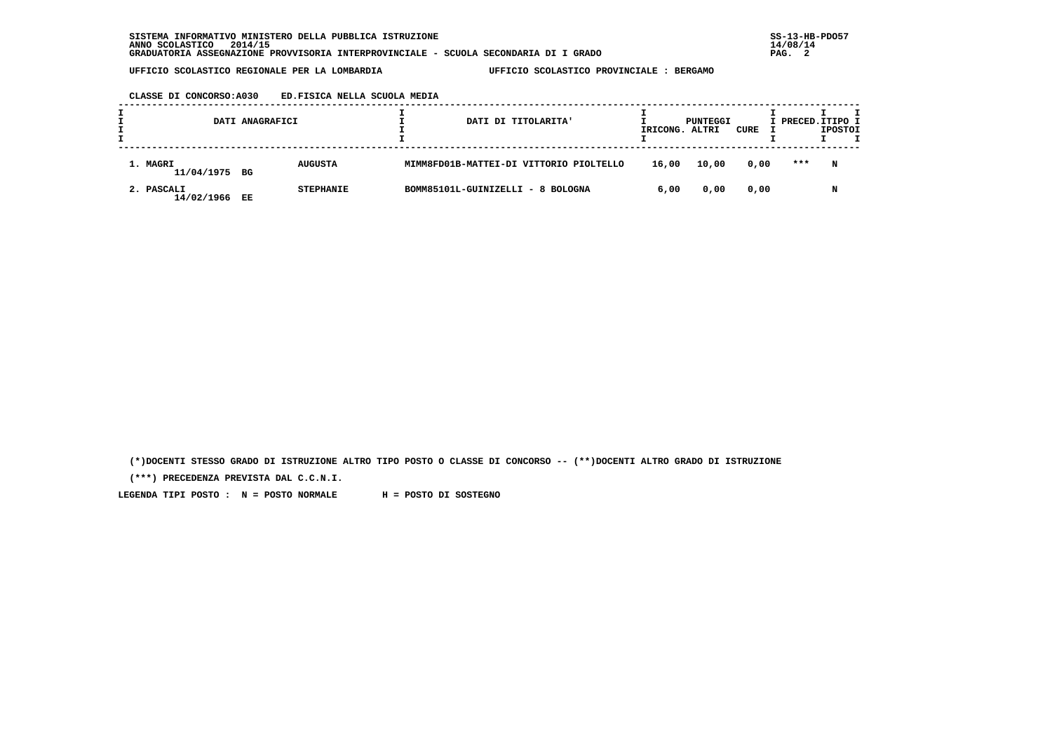SISTEMA INFORMATIVO MINISTERO DELLA PUBBLICA ISTRUZIONE
ANNO SCOLASTICO 2014/15
GRADUATORIA ASSEGNAZIONE PROVVISORIA INTERPROVINCIALE - SCUOLA SECONDARIA DI I GRADO

SS-13-HB-PDO57
14/08/14

UFFICIO SCOLASTICO REGIONALE PER LA LOMBARDIA — UFFICIO SCOLASTICO PROVINCIALE : BERGAMO

CLASSE DI CONCORSO:A030 ED.FISICA NELLA SCUOLA MEDIA

| DATI ANAGRAFICI | | | DATI DI TITOLARITA' | PUNTEGGI RICONG. | PUNTEGGI ALTRI | PUNTEGGI CURE | PRECED. | TIPO POSTO |
|---|---|---|---|---|---|---|---|---|
| 1. MAGRI 11/04/1975 | BG | AUGUSTA | MIMM8FD01B-MATTEI-DI VITTORIO PIOLTELLO | 16,00 | 10,00 | 0,00 | *** | N |
| 2. PASCALI 14/02/1966 | EE | STEPHANIE | BOMM85101L-GUINIZELLI - 8 BOLOGNA | 6,00 | 0,00 | 0,00 | | N |

(*)DOCENTI STESSO GRADO DI ISTRUZIONE ALTRO TIPO POSTO O CLASSE DI CONCORSO -- (**)DOCENTI ALTRO GRADO DI ISTRUZIONE

(***) PRECEDENZA PREVISTA DAL C.C.N.I.

LEGENDA TIPI POSTO : N = POSTO NORMALE H = POSTO DI SOSTEGNO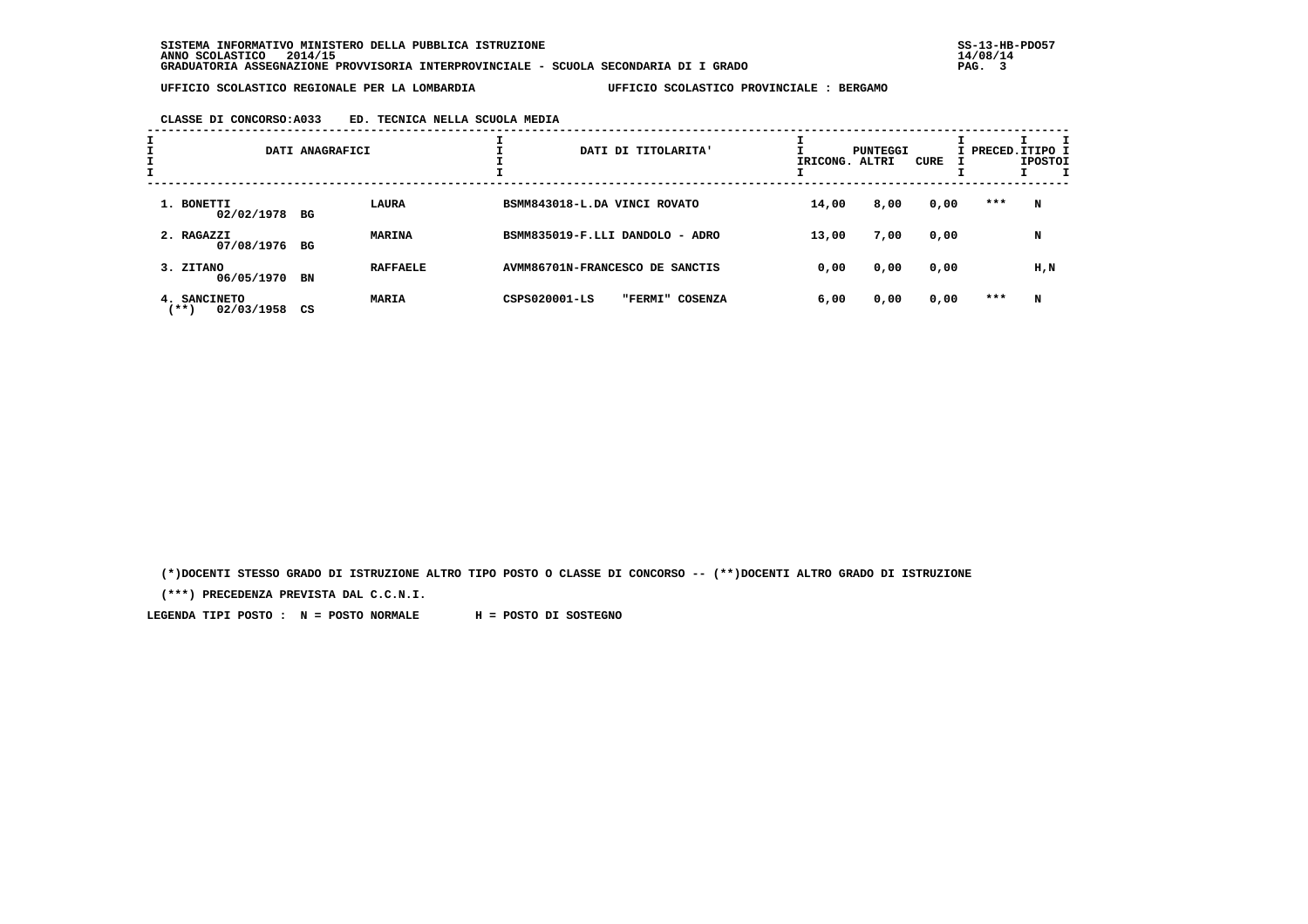SISTEMA INFORMATIVO MINISTERO DELLA PUBBLICA ISTRUZIONE
ANNO SCOLASTICO 2014/15
GRADUATORIA ASSEGNAZIONE PROVVISORIA INTERPROVINCIALE - SCUOLA SECONDARIA DI I GRADO

UFFICIO SCOLASTICO REGIONALE PER LA LOMBARDIA — UFFICIO SCOLASTICO PROVINCIALE : BERGAMO

CLASSE DI CONCORSO:A033 ED. TECNICA NELLA SCUOLA MEDIA

| DATI ANAGRAFICI | | | | DATI DI TITOLARITA' | PUNTEGGI | | | PRECED. | TIPO POSTO |
|---|---|---|---|---|---|---|---|---|---|
| | | | | | RICONG. | ALTRI | CURE | | |
| 1. BONETTI | 02/02/1978 | BG | LAURA | BSMM843018-L.DA VINCI ROVATO | 14,00 | 8,00 | 0,00 | *** | N |
| 2. RAGAZZI | 07/08/1976 | BG | MARINA | BSMM835019-F.LLI DANDOLO - ADRO | 13,00 | 7,00 | 0,00 | | N |
| 3. ZITANO | 06/05/1970 | BN | RAFFAELE | AVMM86701N-FRANCESCO DE SANCTIS | 0,00 | 0,00 | 0,00 | | H,N |
| 4. SANCINETO (**) | 02/03/1958 | CS | MARIA | CSPS020001-LS "FERMI" COSENZA | 6,00 | 0,00 | 0,00 | *** | N |

(*)DOCENTI STESSO GRADO DI ISTRUZIONE ALTRO TIPO POSTO O CLASSE DI CONCORSO -- (**)DOCENTI ALTRO GRADO DI ISTRUZIONE

(***) PRECEDENZA PREVISTA DAL C.C.N.I.

LEGENDA TIPI POSTO : N = POSTO NORMALE H = POSTO DI SOSTEGNO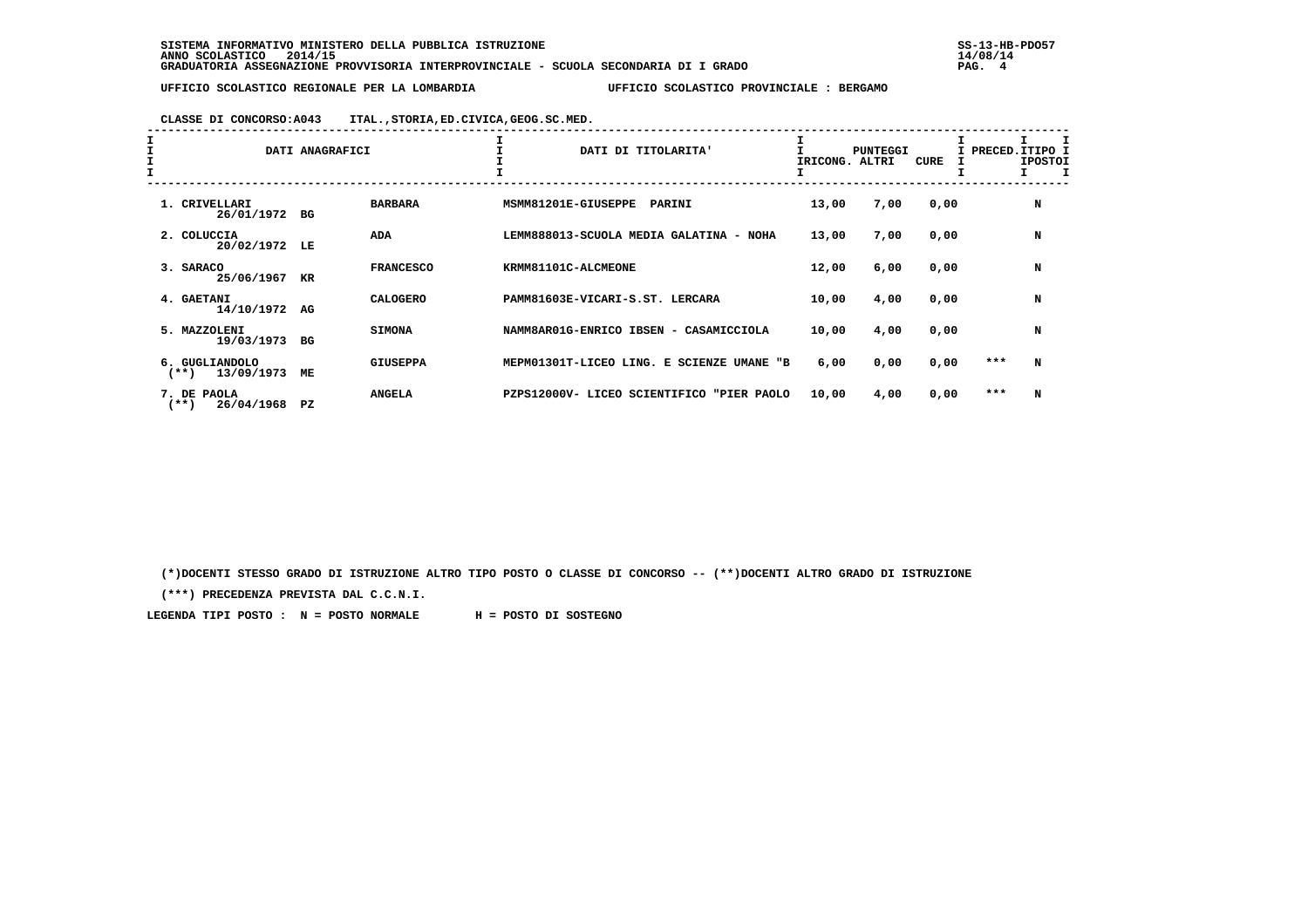SISTEMA INFORMATIVO MINISTERO DELLA PUBBLICA ISTRUZIONE
ANNO SCOLASTICO 2014/15
GRADUATORIA ASSEGNAZIONE PROVVISORIA INTERPROVINCIALE - SCUOLA SECONDARIA DI I GRADO

UFFICIO SCOLASTICO REGIONALE PER LA LOMBARDIA — UFFICIO SCOLASTICO PROVINCIALE : BERGAMO

CLASSE DI CONCORSO:A043 ITAL.,STORIA,ED.CIVICA,GEOG.SC.MED.

| DATI ANAGRAFICI | | | DATI DI TITOLARITA' | PUNTEGGI RICONG. | PUNTEGGI ALTRI | PUNTEGGI CURE | PRECED. | TIPO POSTO |
|---|---|---|---|---|---|---|---|---|
| 1. CRIVELLARI 26/01/1972 | BG | BARBARA | MSMM81201E-GIUSEPPE PARINI | 13,00 | 7,00 | 0,00 | | N |
| 2. COLUCCIA 20/02/1972 | LE | ADA | LEMM888013-SCUOLA MEDIA GALATINA - NOHA | 13,00 | 7,00 | 0,00 | | N |
| 3. SARACO 25/06/1967 | KR | FRANCESCO | KRMM81101C-ALCMEONE | 12,00 | 6,00 | 0,00 | | N |
| 4. GAETANI 14/10/1972 | AG | CALOGERO | PAMM81603E-VICARI-S.ST. LERCARA | 10,00 | 4,00 | 0,00 | | N |
| 5. MAZZOLENI 19/03/1973 | BG | SIMONA | NAMM8AR01G-ENRICO IBSEN - CASAMICCIOLA | 10,00 | 4,00 | 0,00 | | N |
| 6. GUGLIANDOLO (**) 13/09/1973 | ME | GIUSEPPA | MEPM01301T-LICEO LING. E SCIENZE UMANE "B | 6,00 | 0,00 | 0,00 | *** | N |
| 7. DE PAOLA (**) 26/04/1968 | PZ | ANGELA | PZPS12000V- LICEO SCIENTIFICO "PIER PAOLO | 10,00 | 4,00 | 0,00 | *** | N |

(*)DOCENTI STESSO GRADO DI ISTRUZIONE ALTRO TIPO POSTO O CLASSE DI CONCORSO -- (**)DOCENTI ALTRO GRADO DI ISTRUZIONE

(***) PRECEDENZA PREVISTA DAL C.C.N.I.

LEGENDA TIPI POSTO : N = POSTO NORMALE H = POSTO DI SOSTEGNO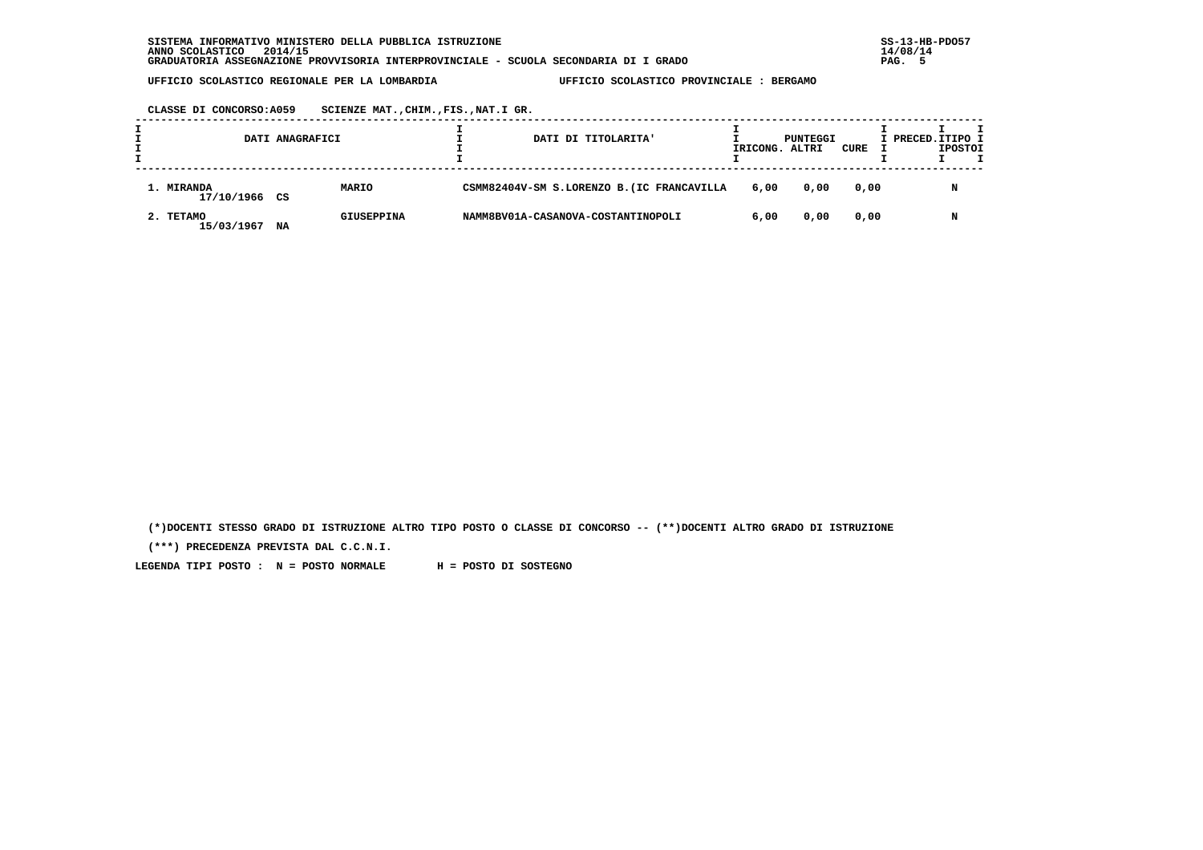SISTEMA INFORMATIVO MINISTERO DELLA PUBBLICA ISTRUZIONE
ANNO SCOLASTICO 2014/15
GRADUATORIA ASSEGNAZIONE PROVVISORIA INTERPROVINCIALE - SCUOLA SECONDARIA DI I GRADO

UFFICIO SCOLASTICO REGIONALE PER LA LOMBARDIA — UFFICIO SCOLASTICO PROVINCIALE : BERGAMO

CLASSE DI CONCORSO:A059 SCIENZE MAT.,CHIM.,FIS.,NAT.I GR.

| DATI ANAGRAFICI | | | DATI DI TITOLARITA' | PUNTEGGI RICONG. | ALTRI | CURE | PRECED. | TIPO POSTO |
|---|---|---|---|---|---|---|---|---|
| 1. MIRANDA 17/10/1966 | CS | MARIO | CSMM82404V-SM S.LORENZO B.(IC FRANCAVILLA | 6,00 | 0,00 | 0,00 | | N |
| 2. TETAMO 15/03/1967 | NA | GIUSEPPINA | NAMM8BV01A-CASANOVA-COSTANTINOPOLI | 6,00 | 0,00 | 0,00 | | N |

(*)DOCENTI STESSO GRADO DI ISTRUZIONE ALTRO TIPO POSTO O CLASSE DI CONCORSO -- (**)DOCENTI ALTRO GRADO DI ISTRUZIONE

(***) PRECEDENZA PREVISTA DAL C.C.N.I.

LEGENDA TIPI POSTO : N = POSTO NORMALE H = POSTO DI SOSTEGNO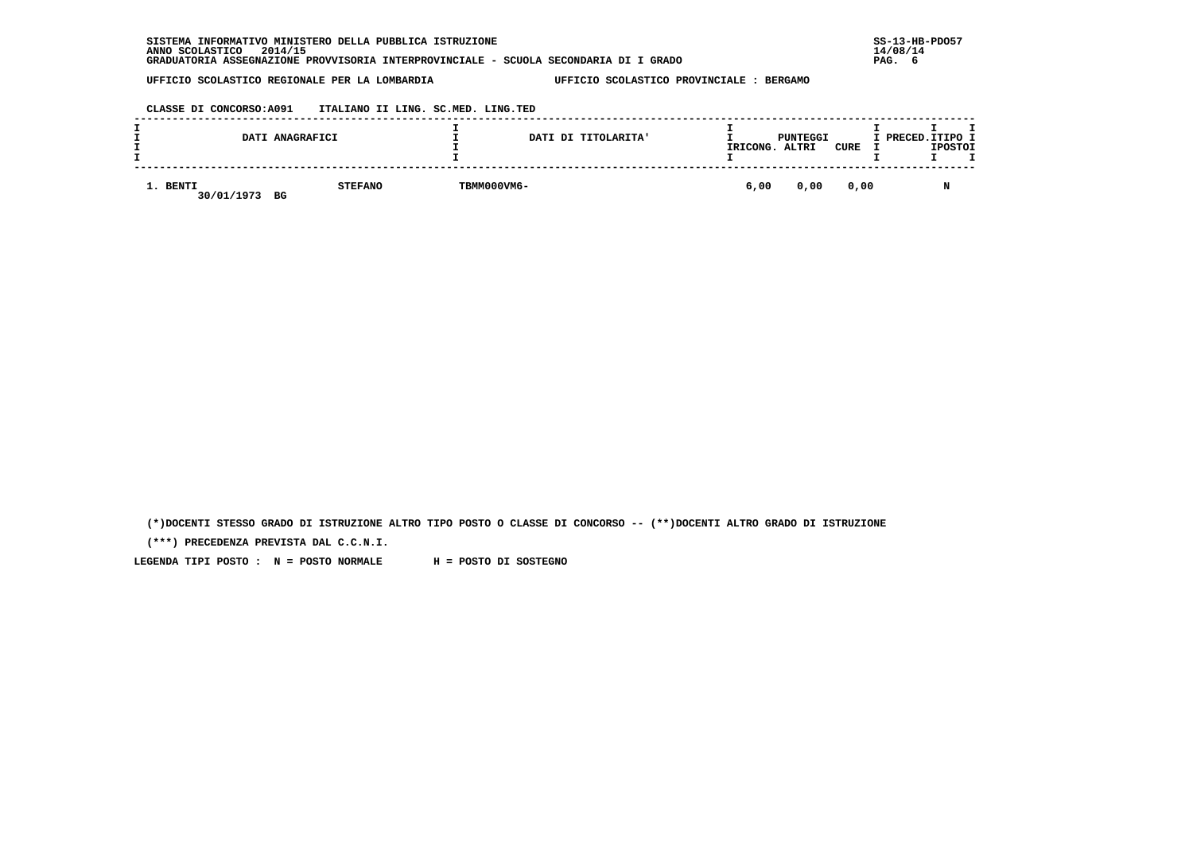SISTEMA INFORMATIVO MINISTERO DELLA PUBBLICA ISTRUZIONE
ANNO SCOLASTICO 2014/15
GRADUATORIA ASSEGNAZIONE PROVVISORIA INTERPROVINCIALE - SCUOLA SECONDARIA DI I GRADO

SS-13-HB-PDO57
14/08/14

UFFICIO SCOLASTICO REGIONALE PER LA LOMBARDIA — UFFICIO SCOLASTICO PROVINCIALE : BERGAMO

CLASSE DI CONCORSO:A091 ITALIANO II LING. SC.MED. LING.TED

| DATI ANAGRAFICI | | DATI DI TITOLARITA' | PUNTEGGI RICONG. | PUNTEGGI ALTRI | PUNTEGGI CURE | PRECED. | TIPO POSTO |
|---|---|---|---|---|---|---|---|
| 1. BENTI 30/01/1973 BG | STEFANO | TBMM000VM6- | 6,00 | 0,00 | 0,00 | | N |

(*)DOCENTI STESSO GRADO DI ISTRUZIONE ALTRO TIPO POSTO O CLASSE DI CONCORSO -- (**)DOCENTI ALTRO GRADO DI ISTRUZIONE

(***) PRECEDENZA PREVISTA DAL C.C.N.I.

LEGENDA TIPI POSTO : N = POSTO NORMALE H = POSTO DI SOSTEGNO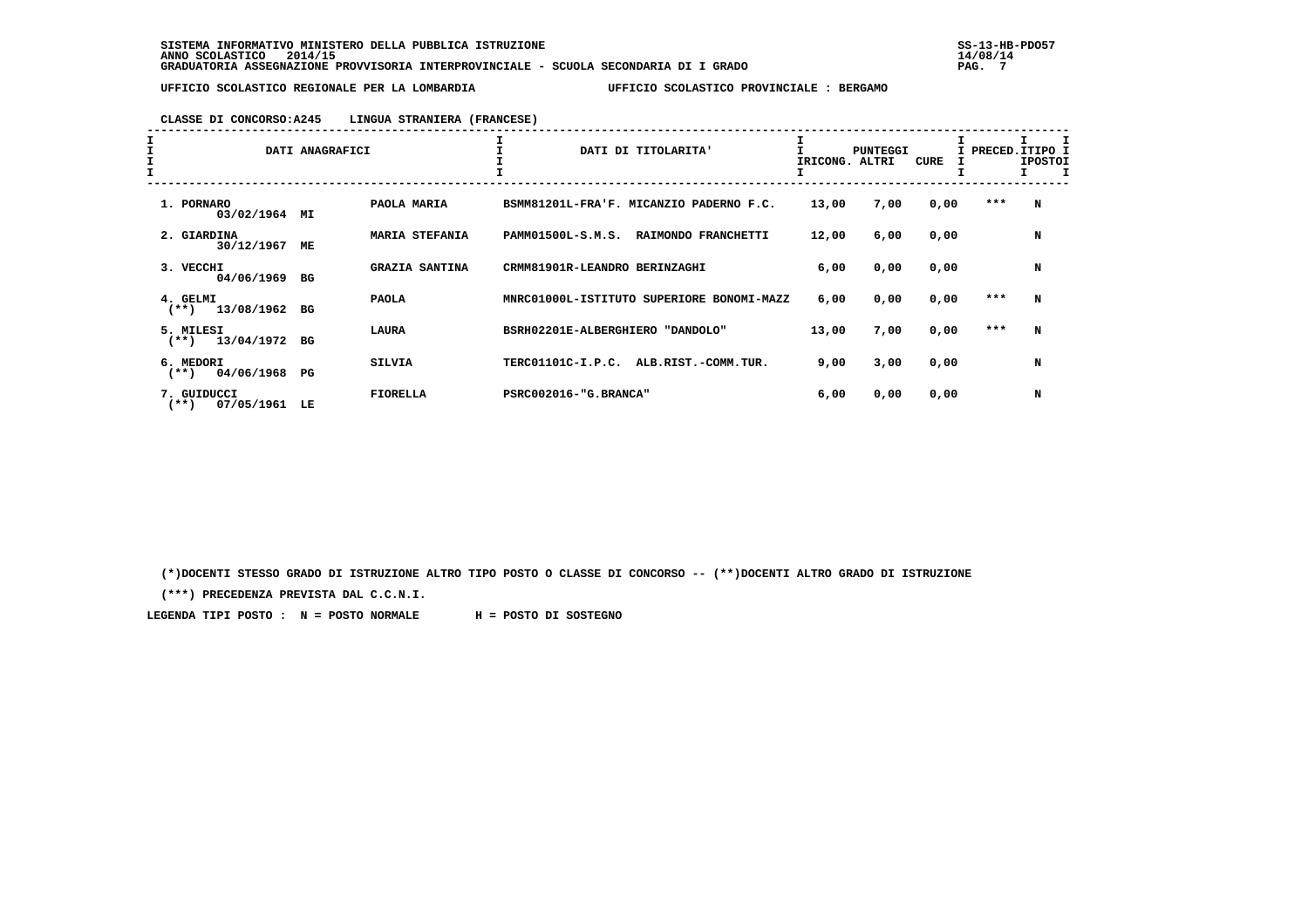SISTEMA INFORMATIVO MINISTERO DELLA PUBBLICA ISTRUZIONE
ANNO SCOLASTICO 2014/15
GRADUATORIA ASSEGNAZIONE PROVVISORIA INTERPROVINCIALE - SCUOLA SECONDARIA DI I GRADO

UFFICIO SCOLASTICO REGIONALE PER LA LOMBARDIA — UFFICIO SCOLASTICO PROVINCIALE : BERGAMO

CLASSE DI CONCORSO:A245 LINGUA STRANIERA (FRANCESE)

| DATI ANAGRAFICI | | | DATI DI TITOLARITA' | PUNTEGGI RICONG. | ALTRI | CURE | PRECED. | TIPO POSTO |
|---|---|---|---|---|---|---|---|---|
| 1. PORNARO 03/02/1964 | MI | PAOLA MARIA | BSMM81201L-FRA'F. MICANZIO PADERNO F.C. | 13,00 | 7,00 | 0,00 | *** | N |
| 2. GIARDINA 30/12/1967 | ME | MARIA STEFANIA | PAMM01500L-S.M.S. RAIMONDO FRANCHETTI | 12,00 | 6,00 | 0,00 | | N |
| 3. VECCHI 04/06/1969 | BG | GRAZIA SANTINA | CRMM81901R-LEANDRO BERINZAGHI | 6,00 | 0,00 | 0,00 | | N |
| 4. GELMI (**) 13/08/1962 | BG | PAOLA | MNRC01000L-ISTITUTO SUPERIORE BONOMI-MAZZ | 6,00 | 0,00 | 0,00 | *** | N |
| 5. MILESI (**) 13/04/1972 | BG | LAURA | BSRH02201E-ALBERGHIERO "DANDOLO" | 13,00 | 7,00 | 0,00 | *** | N |
| 6. MEDORI (**) 04/06/1968 | PG | SILVIA | TERC01101C-I.P.C. ALB.RIST.-COMM.TUR. | 9,00 | 3,00 | 0,00 | | N |
| 7. GUIDUCCI (**) 07/05/1961 | LE | FIORELLA | PSRC002016-"G.BRANCA" | 6,00 | 0,00 | 0,00 | | N |

(*)DOCENTI STESSO GRADO DI ISTRUZIONE ALTRO TIPO POSTO O CLASSE DI CONCORSO -- (**)DOCENTI ALTRO GRADO DI ISTRUZIONE

(***) PRECEDENZA PREVISTA DAL C.C.N.I.

LEGENDA TIPI POSTO : N = POSTO NORMALE H = POSTO DI SOSTEGNO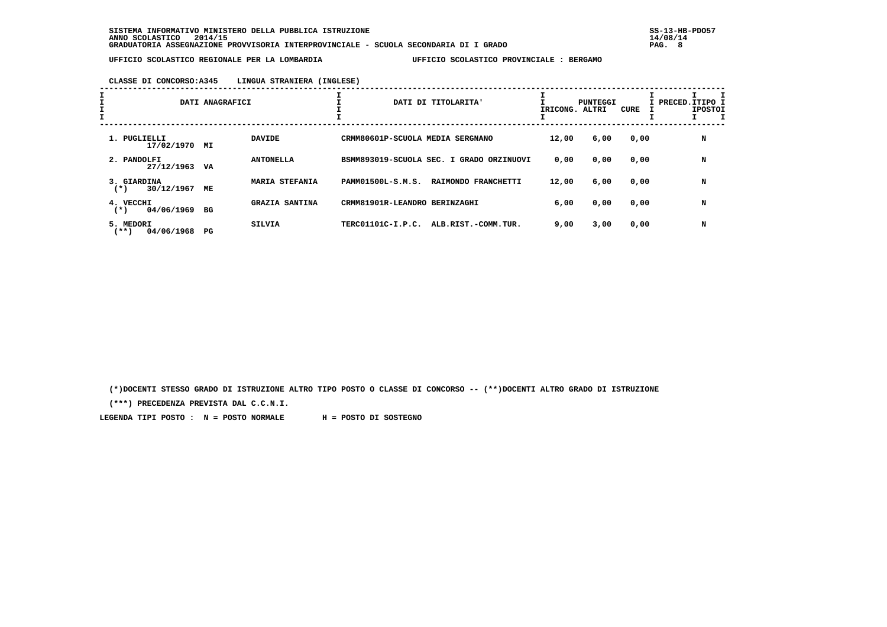SISTEMA INFORMATIVO MINISTERO DELLA PUBBLICA ISTRUZIONE
ANNO SCOLASTICO 2014/15
GRADUATORIA ASSEGNAZIONE PROVVISORIA INTERPROVINCIALE - SCUOLA SECONDARIA DI I GRADO

UFFICIO SCOLASTICO REGIONALE PER LA LOMBARDIA UFFICIO SCOLASTICO PROVINCIALE : BERGAMO

CLASSE DI CONCORSO:A345 LINGUA STRANIERA (INGLESE)

| DATI ANAGRAFICI | | | DATI DI TITOLARITA' | PUNTEGGI RICONG. | ALTRI | CURE | PRECED. | TIPO POSTO |
|---|---|---|---|---|---|---|---|---|
| 1. PUGLIELLI 17/02/1970 | MI | DAVIDE | CRMM80601P-SCUOLA MEDIA SERGNANO | 12,00 | 6,00 | 0,00 | | N |
| 2. PANDOLFI 27/12/1963 | VA | ANTONELLA | BSMM893019-SCUOLA SEC. I GRADO ORZINUOVI | 0,00 | 0,00 | 0,00 | | N |
| 3. GIARDINA (*) 30/12/1967 | ME | MARIA STEFANIA | PAMM01500L-S.M.S. RAIMONDO FRANCHETTI | 12,00 | 6,00 | 0,00 | | N |
| 4. VECCHI (*) 04/06/1969 | BG | GRAZIA SANTINA | CRMM81901R-LEANDRO BERINZAGHI | 6,00 | 0,00 | 0,00 | | N |
| 5. MEDORI (**) 04/06/1968 | PG | SILVIA | TERC01101C-I.P.C. ALB.RIST.-COMM.TUR. | 9,00 | 3,00 | 0,00 | | N |

(*)DOCENTI STESSO GRADO DI ISTRUZIONE ALTRO TIPO POSTO O CLASSE DI CONCORSO -- (**)DOCENTI ALTRO GRADO DI ISTRUZIONE

(***) PRECEDENZA PREVISTA DAL C.C.N.I.

LEGENDA TIPI POSTO : N = POSTO NORMALE H = POSTO DI SOSTEGNO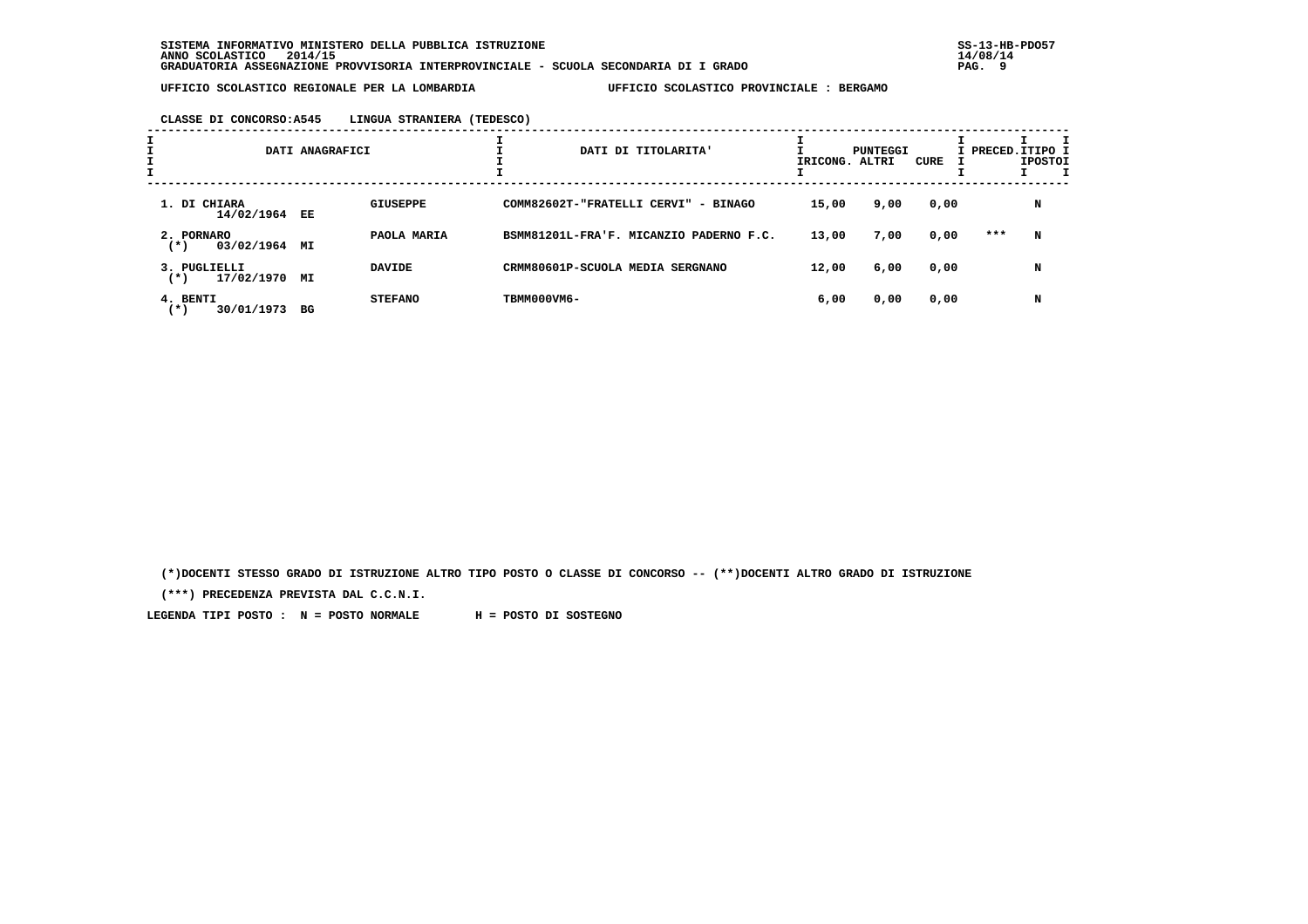SISTEMA INFORMATIVO MINISTERO DELLA PUBBLICA ISTRUZIONE
ANNO SCOLASTICO 2014/15
GRADUATORIA ASSEGNAZIONE PROVVISORIA INTERPROVINCIALE - SCUOLA SECONDARIA DI I GRADO

UFFICIO SCOLASTICO REGIONALE PER LA LOMBARDIA — UFFICIO SCOLASTICO PROVINCIALE : BERGAMO

CLASSE DI CONCORSO:A545 LINGUA STRANIERA (TEDESCO)

| DATI ANAGRAFICI | | DATI DI TITOLARITA' | PUNTEGGI RICONG. | ALTRI | CURE | PRECED. | TIPO POSTO |
|---|---|---|---|---|---|---|---|
| 1. DI CHIARA 14/02/1964 EE | GIUSEPPE | COMM82602T-"FRATELLI CERVI" - BINAGO | 15,00 | 9,00 | 0,00 | | N |
| 2. PORNARO (*) 03/02/1964 MI | PAOLA MARIA | BSMM81201L-FRA'F. MICANZIO PADERNO F.C. | 13,00 | 7,00 | 0,00 | *** | N |
| 3. PUGLIELLI (*) 17/02/1970 MI | DAVIDE | CRMM80601P-SCUOLA MEDIA SERGNANO | 12,00 | 6,00 | 0,00 | | N |
| 4. BENTI (*) 30/01/1973 BG | STEFANO | TBMM000VM6- | 6,00 | 0,00 | 0,00 | | N |

(*)DOCENTI STESSO GRADO DI ISTRUZIONE ALTRO TIPO POSTO O CLASSE DI CONCORSO -- (**)DOCENTI ALTRO GRADO DI ISTRUZIONE

(***) PRECEDENZA PREVISTA DAL C.C.N.I.

LEGENDA TIPI POSTO : N = POSTO NORMALE H = POSTO DI SOSTEGNO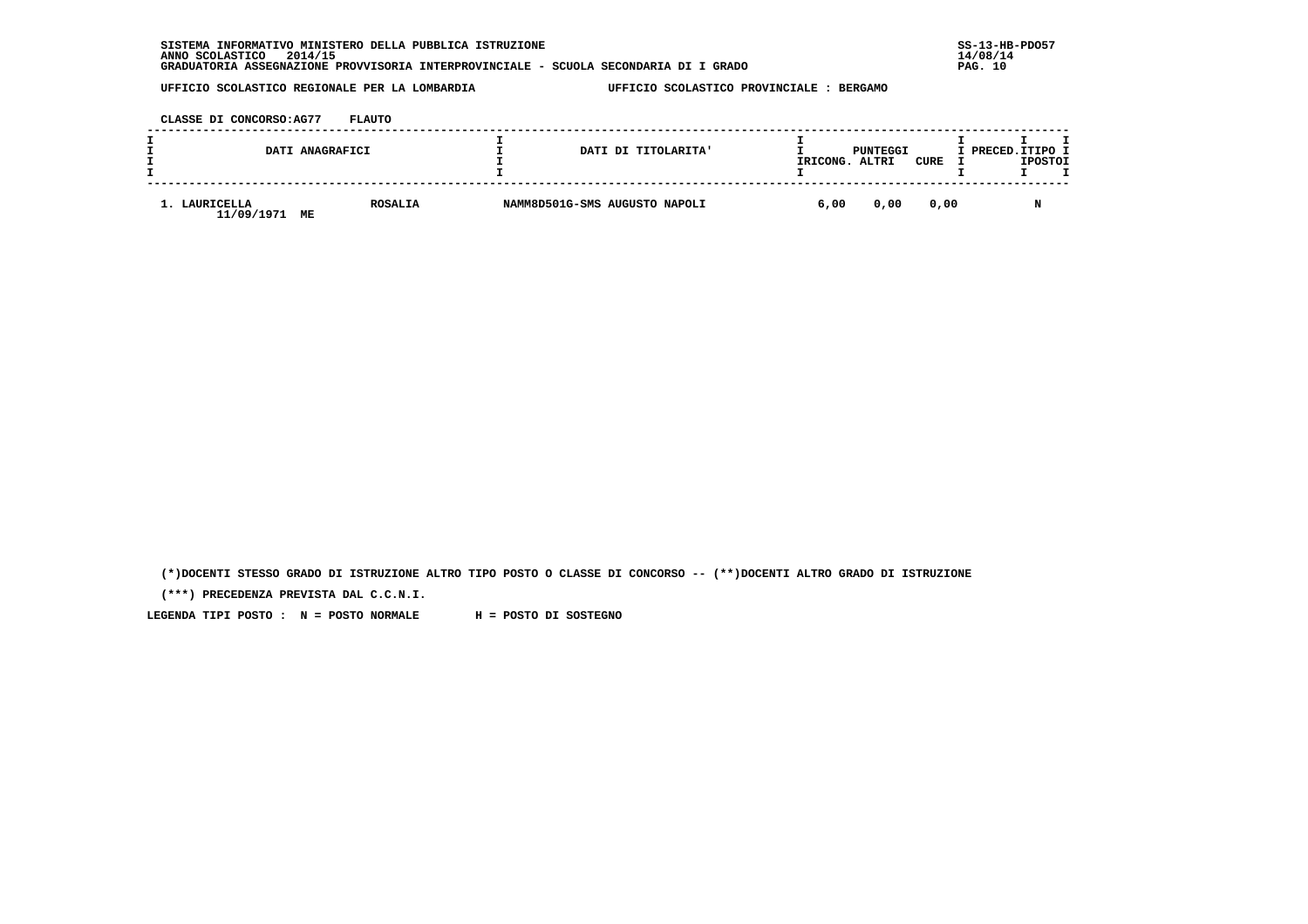SISTEMA INFORMATIVO MINISTERO DELLA PUBBLICA ISTRUZIONE
ANNO SCOLASTICO 2014/15
GRADUATORIA ASSEGNAZIONE PROVVISORIA INTERPROVINCIALE - SCUOLA SECONDARIA DI I GRADO

UFFICIO SCOLASTICO REGIONALE PER LA LOMBARDIA — UFFICIO SCOLASTICO PROVINCIALE : BERGAMO

CLASSE DI CONCORSO:AG77 FLAUTO

| DATI ANAGRAFICI | | DATI DI TITOLARITA' | PUNTEGGI RICONG. | PUNTEGGI ALTRI | PUNTEGGI CURE | PRECED. | TIPO POSTO |
|---|---|---|---|---|---|---|---|
| 1. LAURICELLA 11/09/1971 ME | ROSALIA | NAMM8D501G-SMS AUGUSTO NAPOLI | 6,00 | 0,00 | 0,00 | | N |

(*)DOCENTI STESSO GRADO DI ISTRUZIONE ALTRO TIPO POSTO O CLASSE DI CONCORSO -- (**)DOCENTI ALTRO GRADO DI ISTRUZIONE

(***) PRECEDENZA PREVISTA DAL C.C.N.I.

LEGENDA TIPI POSTO : N = POSTO NORMALE H = POSTO DI SOSTEGNO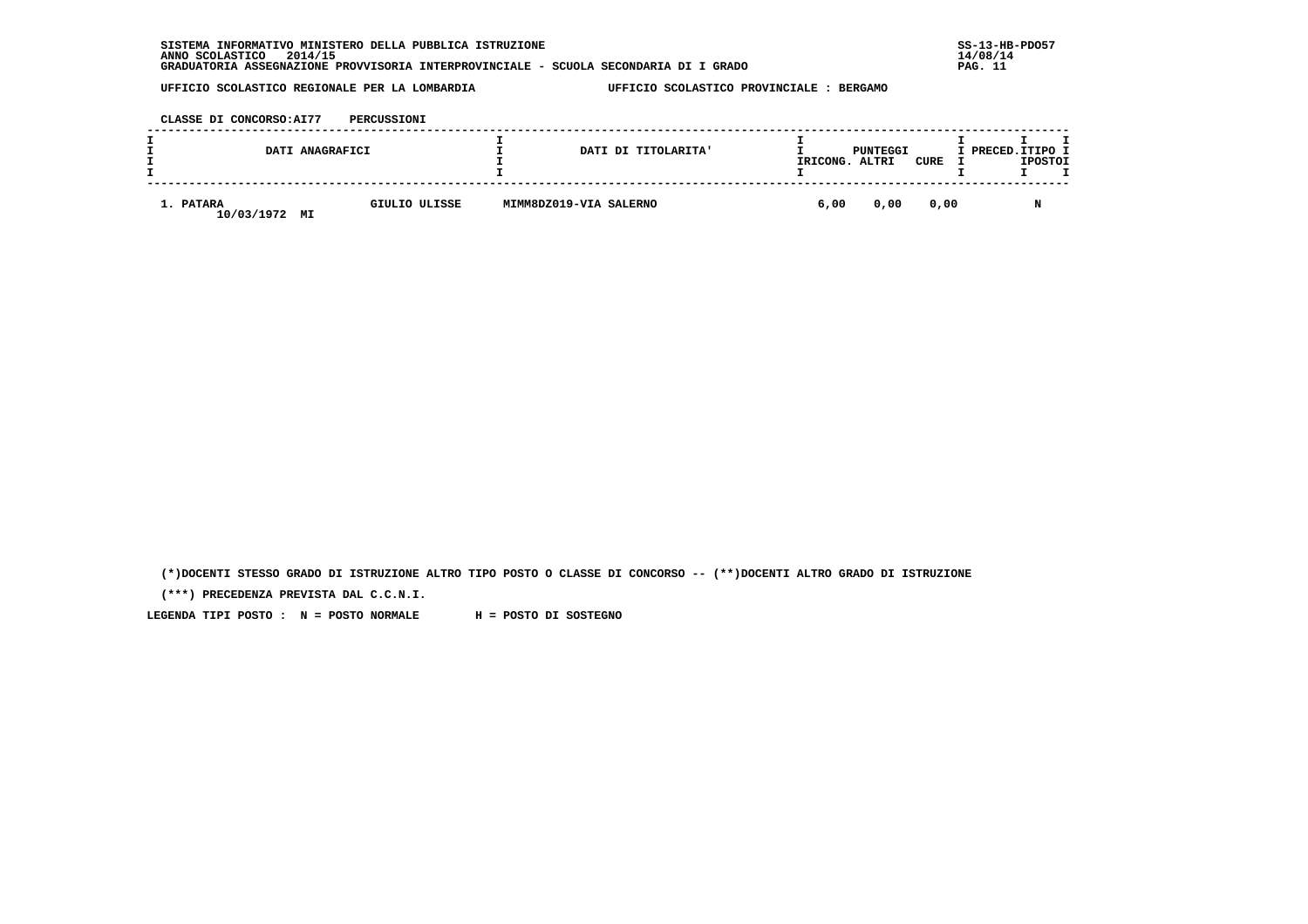SISTEMA INFORMATIVO MINISTERO DELLA PUBBLICA ISTRUZIONE
ANNO SCOLASTICO 2014/15
GRADUATORIA ASSEGNAZIONE PROVVISORIA INTERPROVINCIALE - SCUOLA SECONDARIA DI I GRADO

SS-13-HB-PDO57
14/08/14

UFFICIO SCOLASTICO REGIONALE PER LA LOMBARDIA          UFFICIO SCOLASTICO PROVINCIALE : BERGAMO

CLASSE DI CONCORSO:AI77    PERCUSSIONI

| DATI ANAGRAFICI | | DATI DI TITOLARITA' | PUNTEGGI RICONG. | ALTRI | CURE | PRECED. | TIPO POSTO |
|---|---|---|---|---|---|---|---|
| 1. PATARA 10/03/1972 MI | GIULIO ULISSE | MIMM8DZ019-VIA SALERNO | 6,00 | 0,00 | 0,00 | | N |

(*)DOCENTI STESSO GRADO DI ISTRUZIONE ALTRO TIPO POSTO O CLASSE DI CONCORSO -- (**)DOCENTI ALTRO GRADO DI ISTRUZIONE

(***) PRECEDENZA PREVISTA DAL C.C.N.I.

LEGENDA TIPI POSTO : N = POSTO NORMALE     H = POSTO DI SOSTEGNO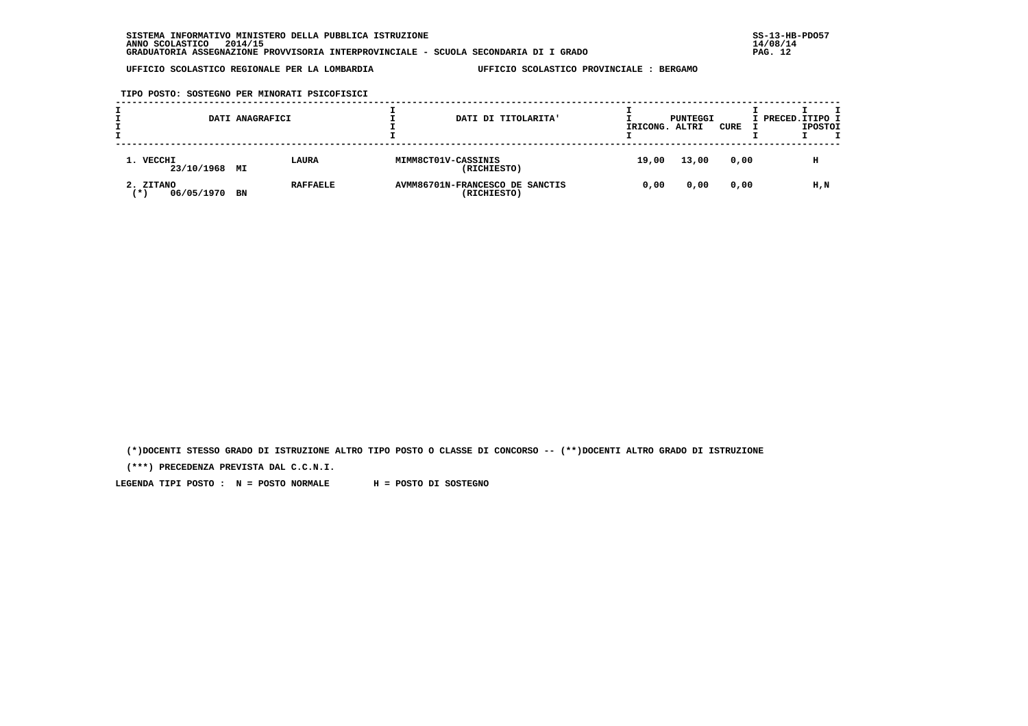SISTEMA INFORMATIVO MINISTERO DELLA PUBBLICA ISTRUZIONE
ANNO SCOLASTICO 2014/15
GRADUATORIA ASSEGNAZIONE PROVVISORIA INTERPROVINCIALE - SCUOLA SECONDARIA DI I GRADO

UFFICIO SCOLASTICO REGIONALE PER LA LOMBARDIA — UFFICIO SCOLASTICO PROVINCIALE : BERGAMO

TIPO POSTO: SOSTEGNO PER MINORATI PSICOFISICI

| DATI ANAGRAFICI | | | DATI DI TITOLARITA' | PUNTEGGI RICONG. | PUNTEGGI ALTRI | PUNTEGGI CURE | PRECED. | TIPO POSTO |
|---|---|---|---|---|---|---|---|---|
| 1. VECCHI 23/10/1968 | MI | LAURA | MIMM8CT01V-CASSINIS (RICHIESTO) | 19,00 | 13,00 | 0,00 | | H |
| 2. ZITANO (*) 06/05/1970 | BN | RAFFAELE | AVMM86701N-FRANCESCO DE SANCTIS (RICHIESTO) | 0,00 | 0,00 | 0,00 | | H,N |

(*)DOCENTI STESSO GRADO DI ISTRUZIONE ALTRO TIPO POSTO O CLASSE DI CONCORSO -- (**)DOCENTI ALTRO GRADO DI ISTRUZIONE

(***) PRECEDENZA PREVISTA DAL C.C.N.I.

LEGENDA TIPI POSTO : N = POSTO NORMALE H = POSTO DI SOSTEGNO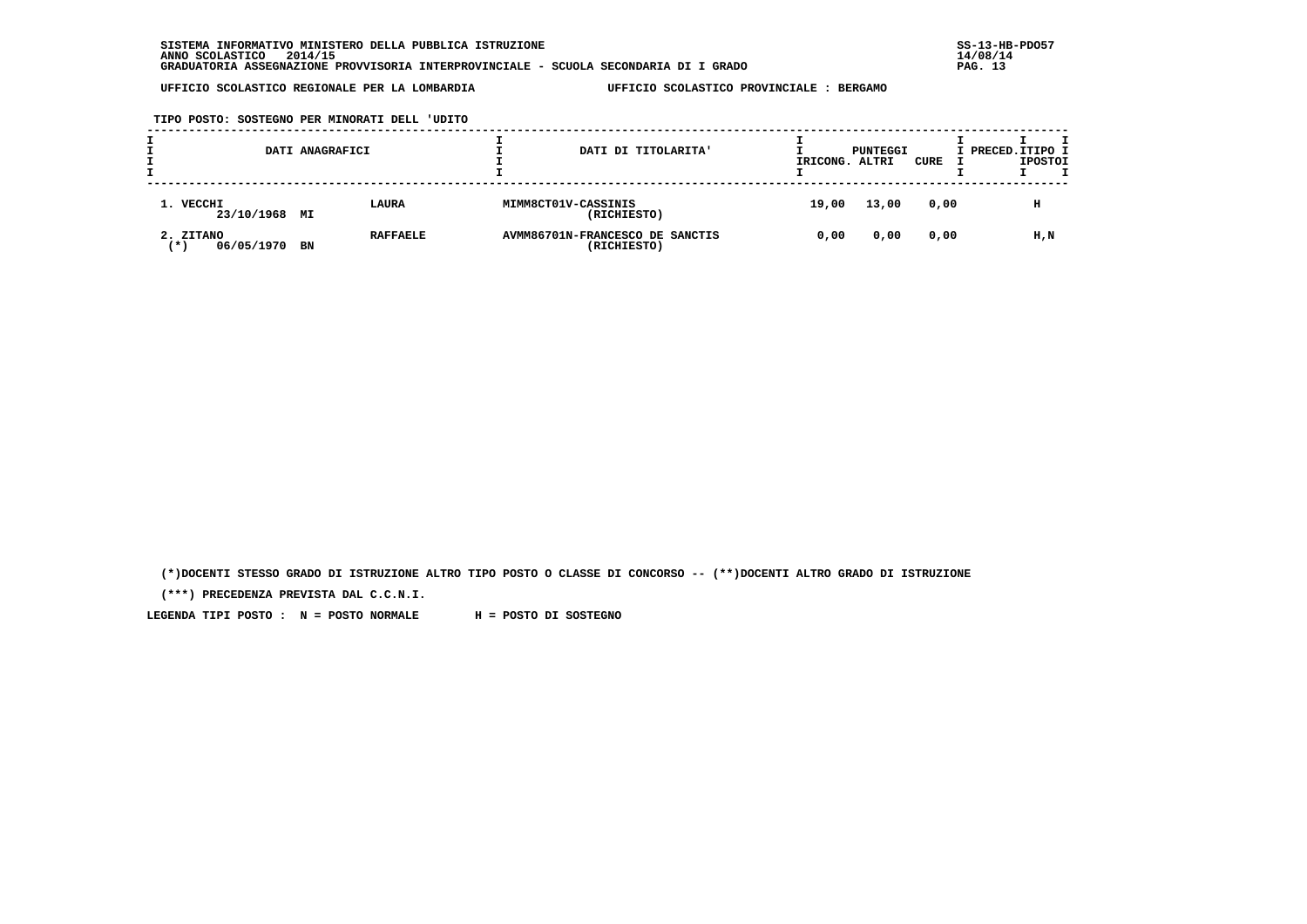SISTEMA INFORMATIVO MINISTERO DELLA PUBBLICA ISTRUZIONE
ANNO SCOLASTICO 2014/15
GRADUATORIA ASSEGNAZIONE PROVVISORIA INTERPROVINCIALE - SCUOLA SECONDARIA DI I GRADO

SS-13-HB-PDO57
14/08/14

UFFICIO SCOLASTICO REGIONALE PER LA LOMBARDIA — UFFICIO SCOLASTICO PROVINCIALE : BERGAMO

TIPO POSTO: SOSTEGNO PER MINORATI DELL 'UDITO

| DATI ANAGRAFICI | | | DATI DI TITOLARITA' | PUNTEGGI RICONG. | PUNTEGGI ALTRI | PUNTEGGI CURE | PRECED. | TIPO POSTO |
|---|---|---|---|---|---|---|---|---|
| 1. VECCHI 23/10/1968 | MI | LAURA | MIMM8CT01V-CASSINIS (RICHIESTO) | 19,00 | 13,00 | 0,00 | | H |
| 2. ZITANO (*) 06/05/1970 | BN | RAFFAELE | AVMM86701N-FRANCESCO DE SANCTIS (RICHIESTO) | 0,00 | 0,00 | 0,00 | | H,N |

(*)DOCENTI STESSO GRADO DI ISTRUZIONE ALTRO TIPO POSTO O CLASSE DI CONCORSO -- (**)DOCENTI ALTRO GRADO DI ISTRUZIONE

(***) PRECEDENZA PREVISTA DAL C.C.N.I.

LEGENDA TIPI POSTO : N = POSTO NORMALE H = POSTO DI SOSTEGNO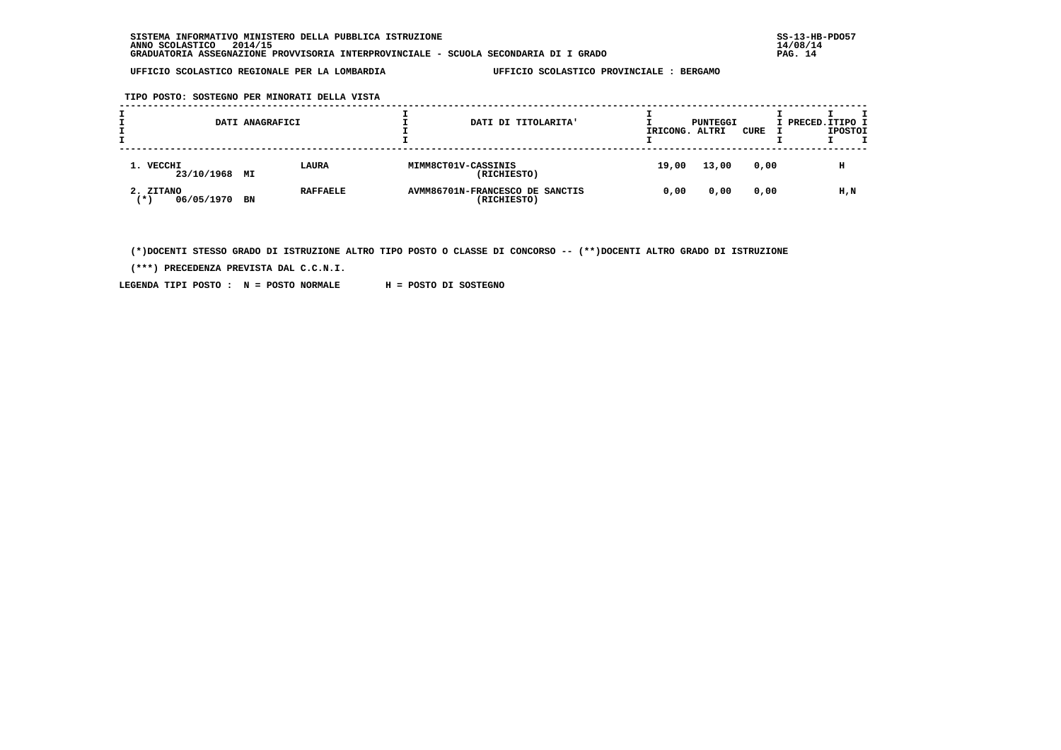SISTEMA INFORMATIVO MINISTERO DELLA PUBBLICA ISTRUZIONE
ANNO SCOLASTICO 2014/15
GRADUATORIA ASSEGNAZIONE PROVVISORIA INTERPROVINCIALE - SCUOLA SECONDARIA DI I GRADO

SS-13-HB-PDO57
14/08/14

UFFICIO SCOLASTICO REGIONALE PER LA LOMBARDIA    UFFICIO SCOLASTICO PROVINCIALE : BERGAMO

TIPO POSTO: SOSTEGNO PER MINORATI DELLA VISTA

| DATI ANAGRAFICI | | | DATI DI TITOLARITA' | PUNTEGGI RICONG. | PUNTEGGI ALTRI | PUNTEGGI CURE | PRECED. | TIPO POSTO |
|---|---|---|---|---|---|---|---|---|
| 1. VECCHI 23/10/1968 | MI | LAURA | MIMM8CT01V-CASSINIS (RICHIESTO) | 19,00 | 13,00 | 0,00 | | H |
| 2. ZITANO (*) 06/05/1970 | BN | RAFFAELE | AVMM86701N-FRANCESCO DE SANCTIS (RICHIESTO) | 0,00 | 0,00 | 0,00 | | H,N |

(*)DOCENTI STESSO GRADO DI ISTRUZIONE ALTRO TIPO POSTO O CLASSE DI CONCORSO -- (**)DOCENTI ALTRO GRADO DI ISTRUZIONE

(***) PRECEDENZA PREVISTA DAL C.C.N.I.

LEGENDA TIPI POSTO : N = POSTO NORMALE    H = POSTO DI SOSTEGNO